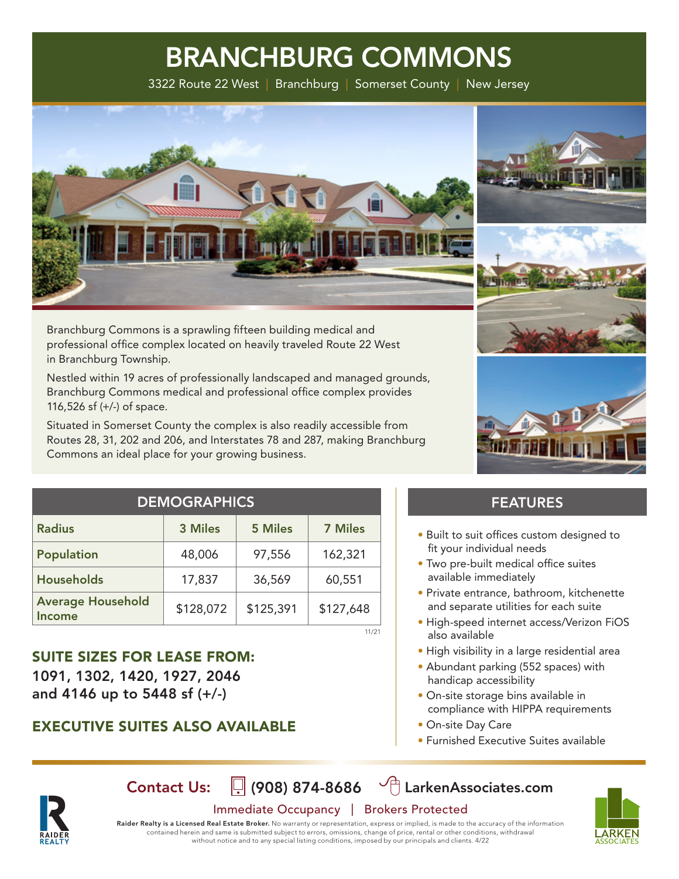# BRANCHBURG COMMONS

3322 Route 22 West | Branchburg | Somerset County | New Jersey

Branchburg Commons is a sprawling fifteen building medical and professional office complex located on heavily traveled Route 22 West in Branchburg Township.

Nestled within 19 acres of professionally landscaped and managed grounds, Branchburg Commons medical and professional office complex provides 116,526 sf (+/-) of space.

Situated in Somerset County the complex is also readily accessible from Routes 28, 31, 202 and 206, and Interstates 78 and 287, making Branchburg Commons an ideal place for your growing business.

## DEMOGRAPHICS

| Radius | 3 Miles | 5 Miles | 7 Miles |
|---|---|---|---|
| Population | 48,006 | 97,556 | 162,321 |
| Households | 17,837 | 36,569 | 60,551 |
| Average Household Income | $128,072 | $125,391 | $127,648 |

11/21

## SUITE SIZES FOR LEASE FROM:

**1091, 1302, 1420, 1927, 2046 and 4146 up to 5448 sf (+/-)**

## EXECUTIVE SUITES ALSO AVAILABLE

## FEATURES

- Built to suit offices custom designed to fit your individual needs
- Two pre-built medical office suites available immediately
- Private entrance, bathroom, kitchenette and separate utilities for each suite
- High-speed internet access/Verizon FiOS also available
- High visibility in a large residential area
- Abundant parking (552 spaces) with handicap accessibility
- On-site storage bins available in compliance with HIPPA requirements
- On-site Day Care
- Furnished Executive Suites available

**Contact Us:** (908) 874-8686 LarkenAssociates.com

Immediate Occupancy | Brokers Protected

**Raider Realty is a Licensed Real Estate Broker.** No warranty or representation, express or implied, is made to the accuracy of the information contained herein and same is submitted subject to errors, omissions, change of price, rental or other conditions, withdrawal without notice and to any special listing conditions, imposed by our principals and clients. 4/22

RAIDER REALTY

LARKEN ASSOCIATES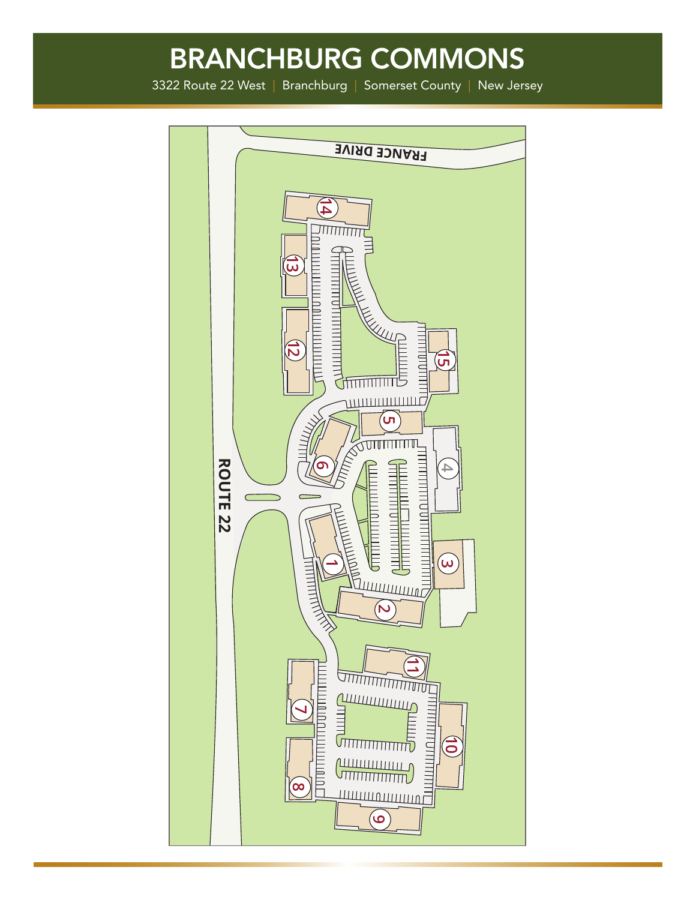# BRANCHBURG COMMONS

3322 Route 22 West | Branchburg | Somerset County | New Jersey

FRANCE DRIVE

ROUTE 22

14

13

12

15

5

6

4

1

3

2

11

7

10

8

9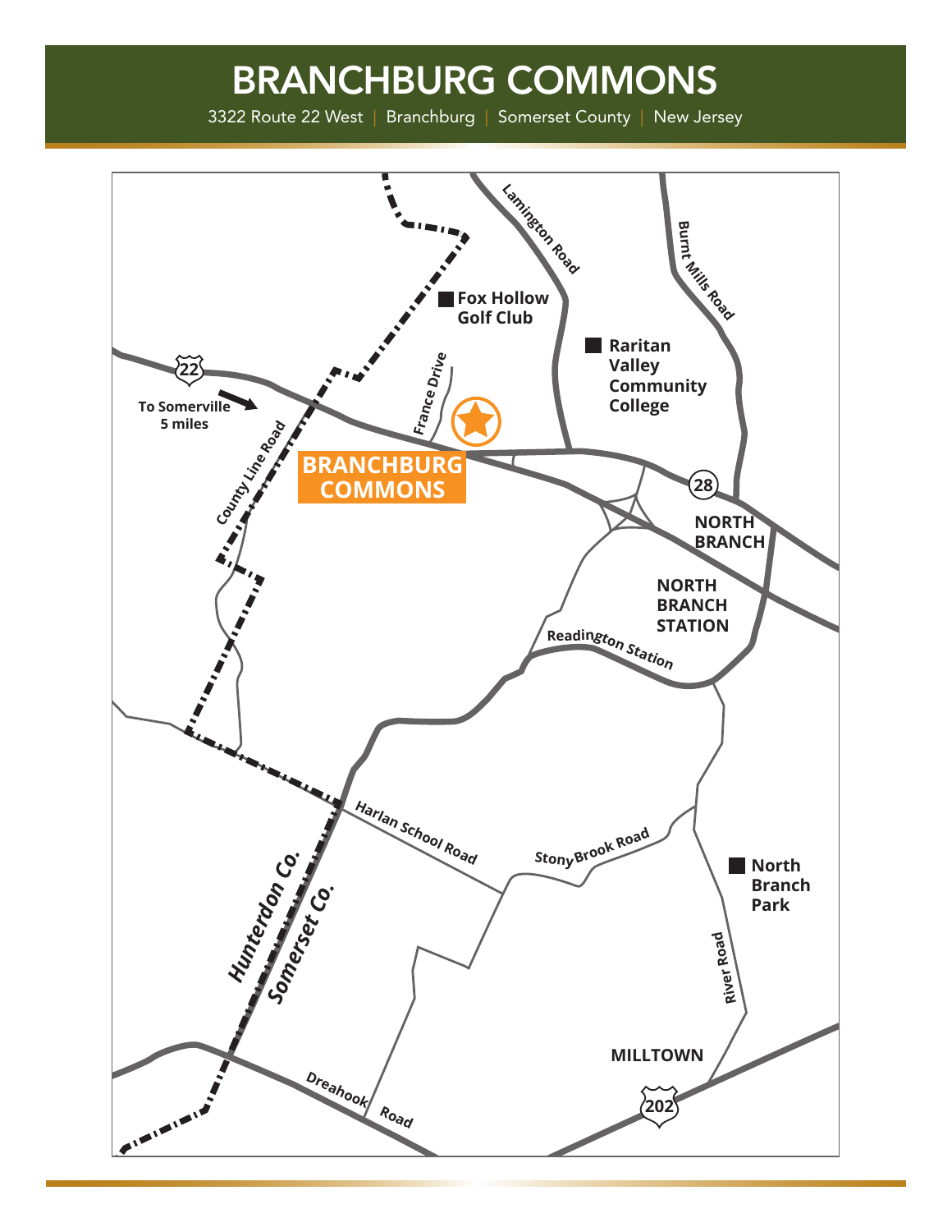# BRANCHBURG COMMONS

3322 Route 22 West | Branchburg | Somerset County | New Jersey

BRANCHBURG COMMONS

Fox Hollow Golf Club

Raritan Valley Community College

Lamington Road

Burnt Mills Road

France Drive

22

To Somerville 5 miles

County Line Road

28

NORTH BRANCH

NORTH BRANCH STATION

Readington Station

Harlan School Road

Stony Brook Road

North Branch Park

River Road

Hunterdon Co.

Somerset Co.

Dreahook Road

MILLTOWN

202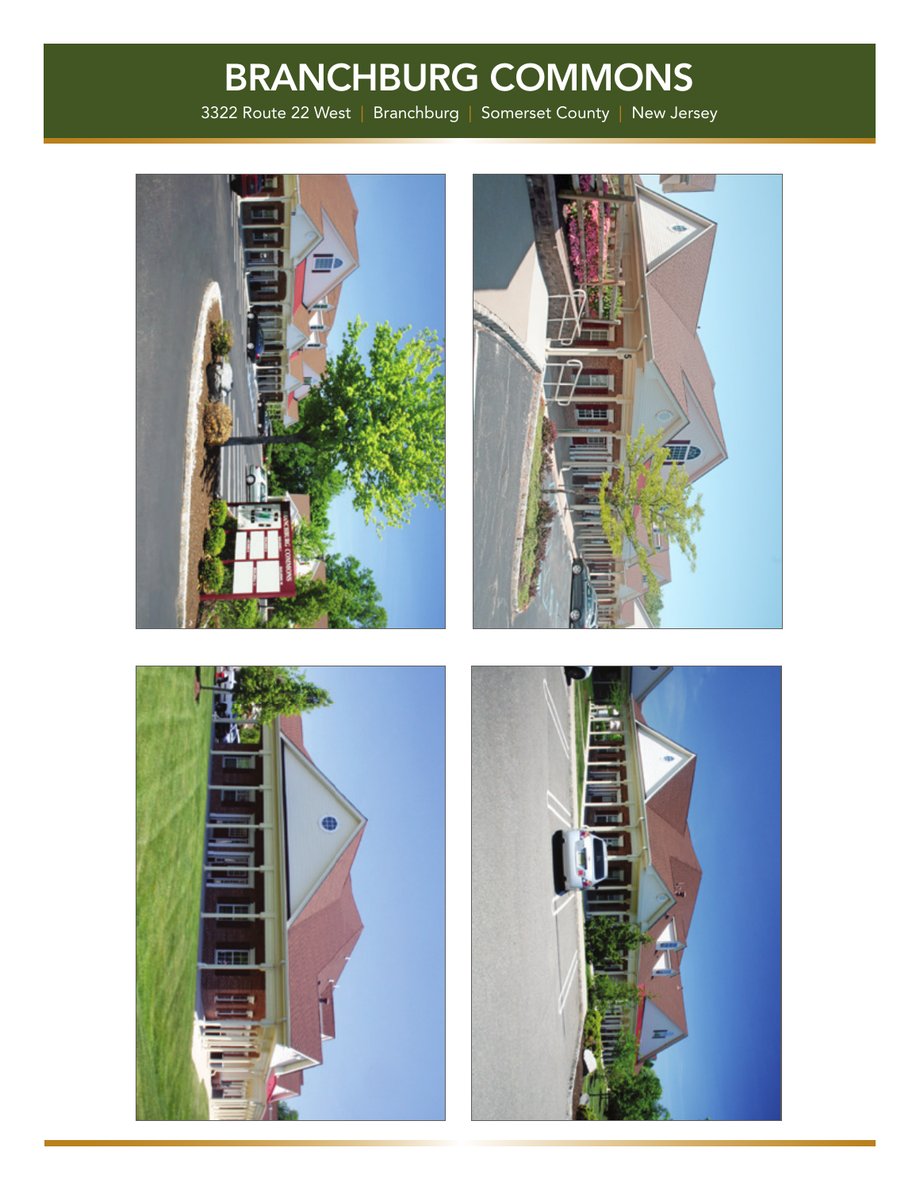# BRANCHBURG COMMONS

3322 Route 22 West | Branchburg | Somerset County | New Jersey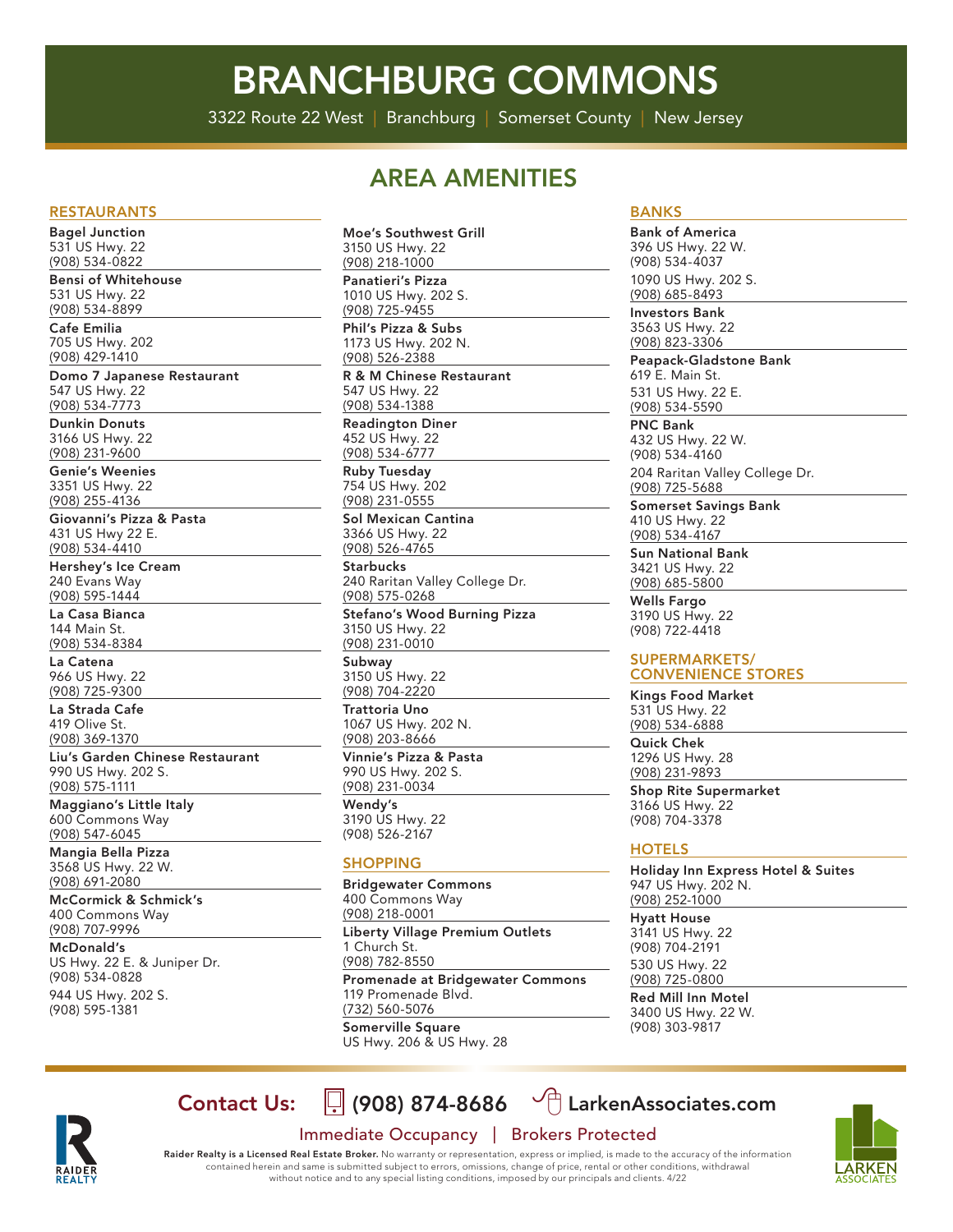# BRANCHBURG COMMONS

3322 Route 22 West | Branchburg | Somerset County | New Jersey

## AREA AMENITIES

### RESTAURANTS

**Bagel Junction**
531 US Hwy. 22
(908) 534-0822

**Bensi of Whitehouse**
531 US Hwy. 22
(908) 534-8899

**Cafe Emilia**
705 US Hwy. 202
(908) 429-1410

**Domo 7 Japanese Restaurant**
547 US Hwy. 22
(908) 534-7773

**Dunkin Donuts**
3166 US Hwy. 22
(908) 231-9600

**Genie's Weenies**
3351 US Hwy. 22
(908) 255-4136

**Giovanni's Pizza & Pasta**
431 US Hwy 22 E.
(908) 534-4410

**Hershey's Ice Cream**
240 Evans Way
(908) 595-1444

**La Casa Bianca**
144 Main St.
(908) 534-8384

**La Catena**
966 US Hwy. 22
(908) 725-9300

**La Strada Cafe**
419 Olive St.
(908) 369-1370

**Liu's Garden Chinese Restaurant**
990 US Hwy. 202 S.
(908) 575-1111

**Maggiano's Little Italy**
600 Commons Way
(908) 547-6045

**Mangia Bella Pizza**
3568 US Hwy. 22 W.
(908) 691-2080

**McCormick & Schmick's**
400 Commons Way
(908) 707-9996

**McDonald's**
US Hwy. 22 E. & Juniper Dr.
(908) 534-0828
944 US Hwy. 202 S.
(908) 595-1381

**Moe's Southwest Grill**
3150 US Hwy. 22
(908) 218-1000

**Panatieri's Pizza**
1010 US Hwy. 202 S.
(908) 725-9455

**Phil's Pizza & Subs**
1173 US Hwy. 202 N.
(908) 526-2388

**R & M Chinese Restaurant**
547 US Hwy. 22
(908) 534-1388

**Readington Diner**
452 US Hwy. 22
(908) 534-6777

**Ruby Tuesday**
754 US Hwy. 202
(908) 231-0555

**Sol Mexican Cantina**
3366 US Hwy. 22
(908) 526-4765

**Starbucks**
240 Raritan Valley College Dr.
(908) 575-0268

**Stefano's Wood Burning Pizza**
3150 US Hwy. 22
(908) 231-0010

**Subway**
3150 US Hwy. 22
(908) 704-2220

**Trattoria Uno**
1067 US Hwy. 202 N.
(908) 203-8666

**Vinnie's Pizza & Pasta**
990 US Hwy. 202 S.
(908) 231-0034

**Wendy's**
3190 US Hwy. 22
(908) 526-2167

### SHOPPING

**Bridgewater Commons**
400 Commons Way
(908) 218-0001

**Liberty Village Premium Outlets**
1 Church St.
(908) 782-8550

**Promenade at Bridgewater Commons**
119 Promenade Blvd.
(732) 560-5076

**Somerville Square**
US Hwy. 206 & US Hwy. 28

### BANKS

**Bank of America**
396 US Hwy. 22 W.
(908) 534-4037
1090 US Hwy. 202 S.
(908) 685-8493

**Investors Bank**
3563 US Hwy. 22
(908) 823-3306

**Peapack-Gladstone Bank**
619 E. Main St.
531 US Hwy. 22 E.
(908) 534-5590

**PNC Bank**
432 US Hwy. 22 W.
(908) 534-4160
204 Raritan Valley College Dr.
(908) 725-5688

**Somerset Savings Bank**
410 US Hwy. 22
(908) 534-4167

**Sun National Bank**
3421 US Hwy. 22
(908) 685-5800

**Wells Fargo**
3190 US Hwy. 22
(908) 722-4418

### SUPERMARKETS/ CONVENIENCE STORES

**Kings Food Market**
531 US Hwy. 22
(908) 534-6888

**Quick Chek**
1296 US Hwy. 28
(908) 231-9893

**Shop Rite Supermarket**
3166 US Hwy. 22
(908) 704-3378

### HOTELS

**Holiday Inn Express Hotel & Suites**
947 US Hwy. 202 N.
(908) 252-1000

**Hyatt House**
3141 US Hwy. 22
(908) 704-2191
530 US Hwy. 22
(908) 725-0800

**Red Mill Inn Motel**
3400 US Hwy. 22 W.
(908) 303-9817

**Contact Us:** (908) 874-8686 | LarkenAssociates.com

Immediate Occupancy | Brokers Protected

RAIDER REALTY

**Raider Realty is a Licensed Real Estate Broker.** No warranty or representation, express or implied, is made to the accuracy of the information contained herein and same is submitted subject to errors, omissions, change of price, rental or other conditions, withdrawal without notice and to any special listing conditions, imposed by our principals and clients. 4/22

LARKEN ASSOCIATES